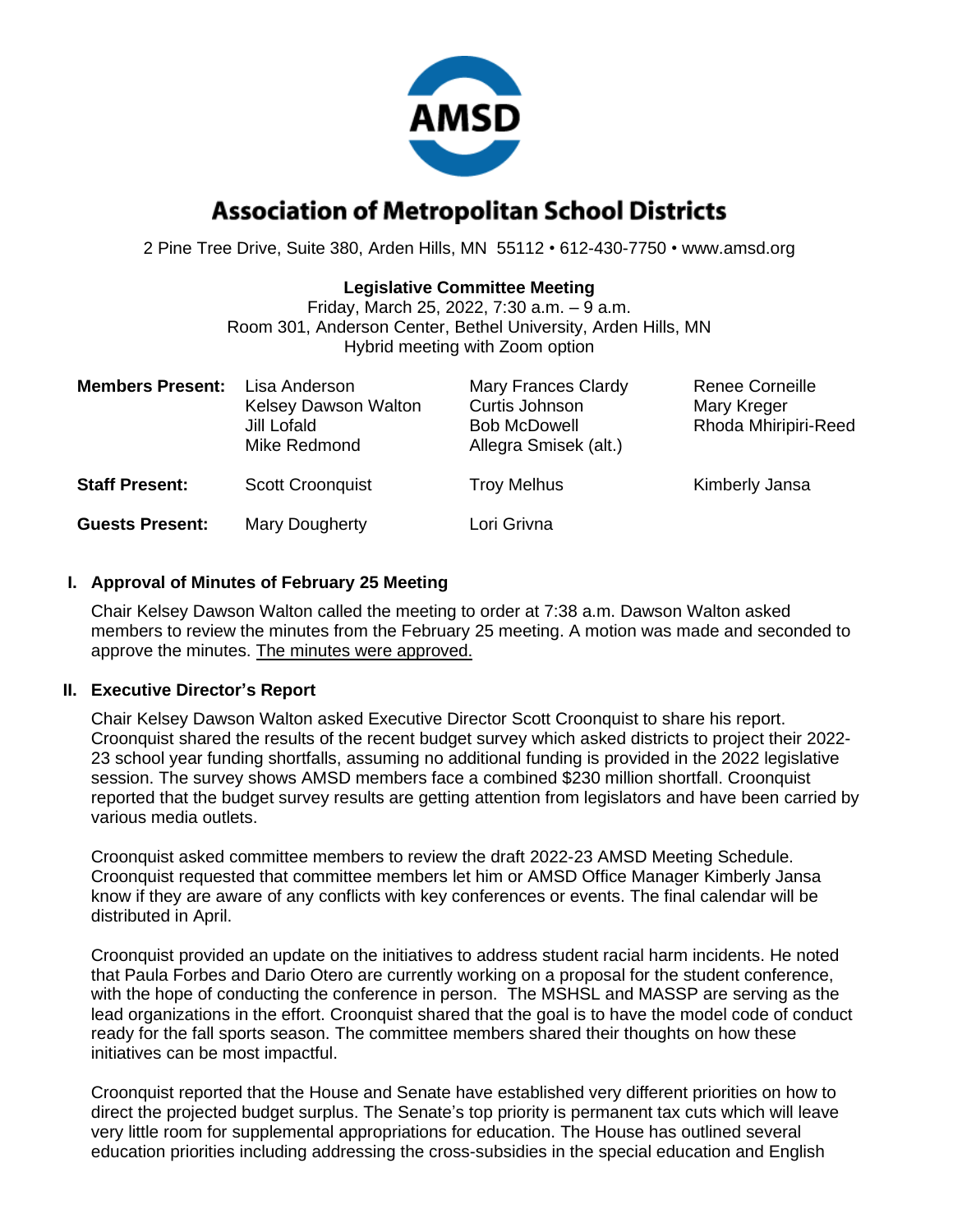# Association of Metropolitan School Districts

2 Pine Tree Drive, Suite 380, Arden Hills, MN 55112 • 612-430-7750 • www.amsd.org

**Legislative Committee Meeting**
Friday, March 25, 2022, 7:30 a.m. – 9 a.m.
Room 301, Anderson Center, Bethel University, Arden Hills, MN
Hybrid meeting with Zoom option

| | | | |
|---|---|---|---|
| **Members Present:** | Lisa Anderson | Mary Frances Clardy | Renee Corneille |
| | Kelsey Dawson Walton | Curtis Johnson | Mary Kreger |
| | Jill Lofald | Bob McDowell | Rhoda Mhiripiri-Reed |
| | Mike Redmond | Allegra Smisek (alt.) | |
| **Staff Present:** | Scott Croonquist | Troy Melhus | Kimberly Jansa |
| **Guests Present:** | Mary Dougherty | Lori Grivna | |

## I. Approval of Minutes of February 25 Meeting

Chair Kelsey Dawson Walton called the meeting to order at 7:38 a.m. Dawson Walton asked members to review the minutes from the February 25 meeting. A motion was made and seconded to approve the minutes. The minutes were approved.

## II. Executive Director's Report

Chair Kelsey Dawson Walton asked Executive Director Scott Croonquist to share his report. Croonquist shared the results of the recent budget survey which asked districts to project their 2022-23 school year funding shortfalls, assuming no additional funding is provided in the 2022 legislative session. The survey shows AMSD members face a combined $230 million shortfall. Croonquist reported that the budget survey results are getting attention from legislators and have been carried by various media outlets.

Croonquist asked committee members to review the draft 2022-23 AMSD Meeting Schedule. Croonquist requested that committee members let him or AMSD Office Manager Kimberly Jansa know if they are aware of any conflicts with key conferences or events. The final calendar will be distributed in April.

Croonquist provided an update on the initiatives to address student racial harm incidents. He noted that Paula Forbes and Dario Otero are currently working on a proposal for the student conference, with the hope of conducting the conference in person. The MSHSL and MASSP are serving as the lead organizations in the effort. Croonquist shared that the goal is to have the model code of conduct ready for the fall sports season. The committee members shared their thoughts on how these initiatives can be most impactful.

Croonquist reported that the House and Senate have established very different priorities on how to direct the projected budget surplus. The Senate's top priority is permanent tax cuts which will leave very little room for supplemental appropriations for education. The House has outlined several education priorities including addressing the cross-subsidies in the special education and English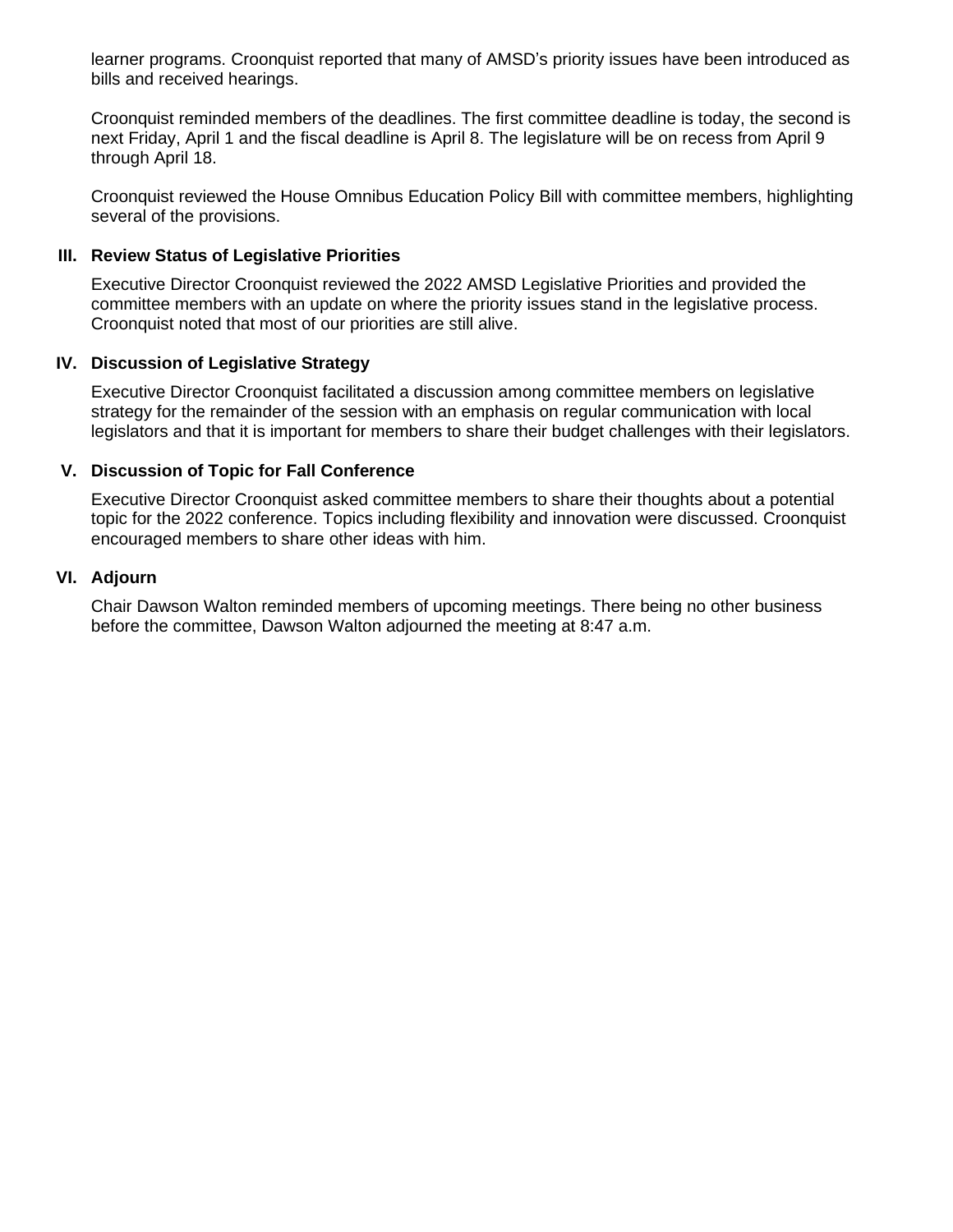learner programs. Croonquist reported that many of AMSD's priority issues have been introduced as bills and received hearings.

Croonquist reminded members of the deadlines. The first committee deadline is today, the second is next Friday, April 1 and the fiscal deadline is April 8. The legislature will be on recess from April 9 through April 18.

Croonquist reviewed the House Omnibus Education Policy Bill with committee members, highlighting several of the provisions.

**III. Review Status of Legislative Priorities**

Executive Director Croonquist reviewed the 2022 AMSD Legislative Priorities and provided the committee members with an update on where the priority issues stand in the legislative process. Croonquist noted that most of our priorities are still alive.

**IV. Discussion of Legislative Strategy**

Executive Director Croonquist facilitated a discussion among committee members on legislative strategy for the remainder of the session with an emphasis on regular communication with local legislators and that it is important for members to share their budget challenges with their legislators.

**V. Discussion of Topic for Fall Conference**

Executive Director Croonquist asked committee members to share their thoughts about a potential topic for the 2022 conference. Topics including flexibility and innovation were discussed. Croonquist encouraged members to share other ideas with him.

**VI. Adjourn**

Chair Dawson Walton reminded members of upcoming meetings. There being no other business before the committee, Dawson Walton adjourned the meeting at 8:47 a.m.